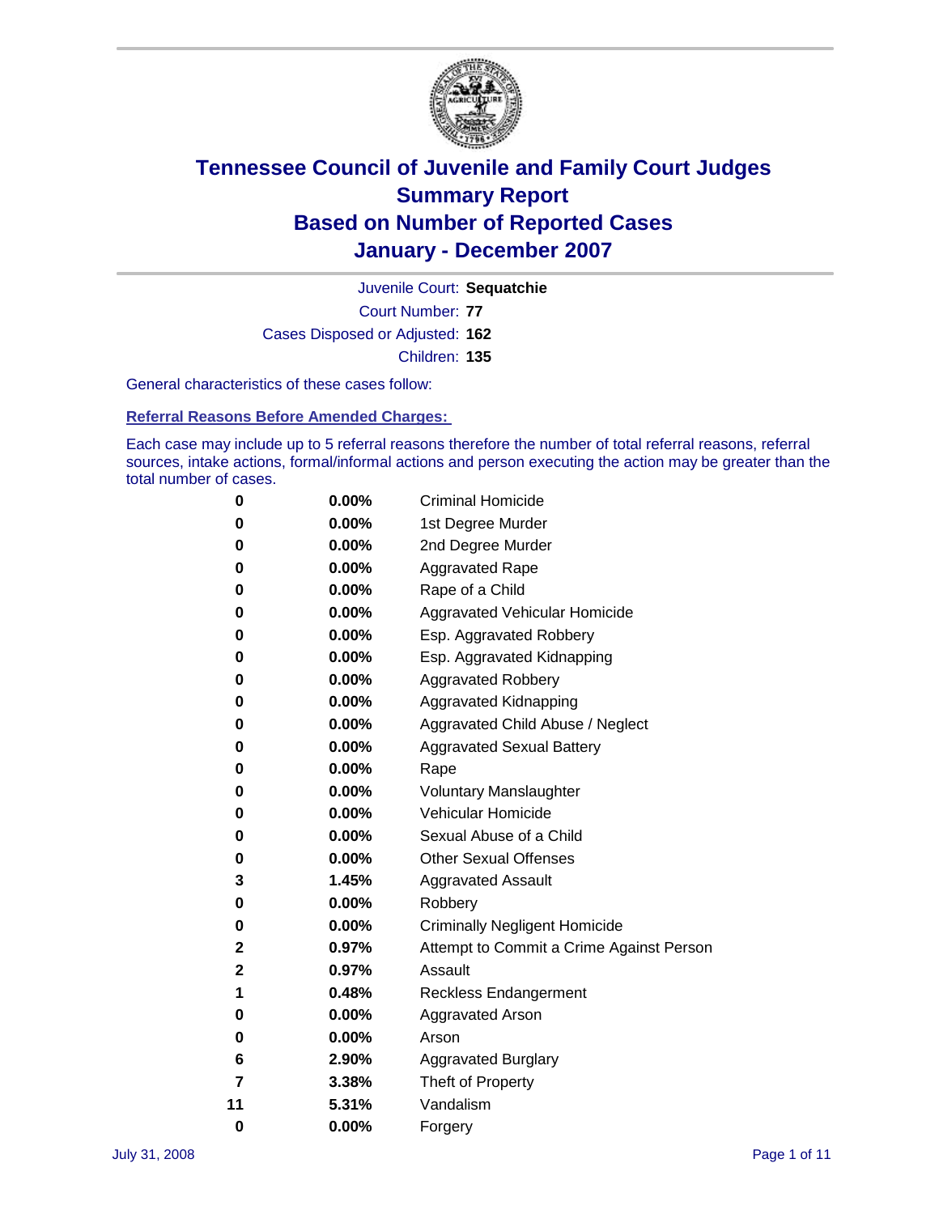# Tennessee Council of Juvenile and Family Court Judges
# Summary Report
# Based on Number of Reported Cases
# January - December 2007

Juvenile Court: **Sequatchie**

Court Number: **77**

Cases Disposed or Adjusted: **162**

Children: **135**

General characteristics of these cases follow:

## Referral Reasons Before Amended Charges:

Each case may include up to 5 referral reasons therefore the number of total referral reasons, referral sources, intake actions, formal/informal actions and person executing the action may be greater than the total number of cases.

| Count | Percent | Referral Reason |
|---|---|---|
| 0 | 0.00% | Criminal Homicide |
| 0 | 0.00% | 1st Degree Murder |
| 0 | 0.00% | 2nd Degree Murder |
| 0 | 0.00% | Aggravated Rape |
| 0 | 0.00% | Rape of a Child |
| 0 | 0.00% | Aggravated Vehicular Homicide |
| 0 | 0.00% | Esp. Aggravated Robbery |
| 0 | 0.00% | Esp. Aggravated Kidnapping |
| 0 | 0.00% | Aggravated Robbery |
| 0 | 0.00% | Aggravated Kidnapping |
| 0 | 0.00% | Aggravated Child Abuse / Neglect |
| 0 | 0.00% | Aggravated Sexual Battery |
| 0 | 0.00% | Rape |
| 0 | 0.00% | Voluntary Manslaughter |
| 0 | 0.00% | Vehicular Homicide |
| 0 | 0.00% | Sexual Abuse of a Child |
| 0 | 0.00% | Other Sexual Offenses |
| 3 | 1.45% | Aggravated Assault |
| 0 | 0.00% | Robbery |
| 0 | 0.00% | Criminally Negligent Homicide |
| 2 | 0.97% | Attempt to Commit a Crime Against Person |
| 2 | 0.97% | Assault |
| 1 | 0.48% | Reckless Endangerment |
| 0 | 0.00% | Aggravated Arson |
| 0 | 0.00% | Arson |
| 6 | 2.90% | Aggravated Burglary |
| 7 | 3.38% | Theft of Property |
| 11 | 5.31% | Vandalism |
| 0 | 0.00% | Forgery |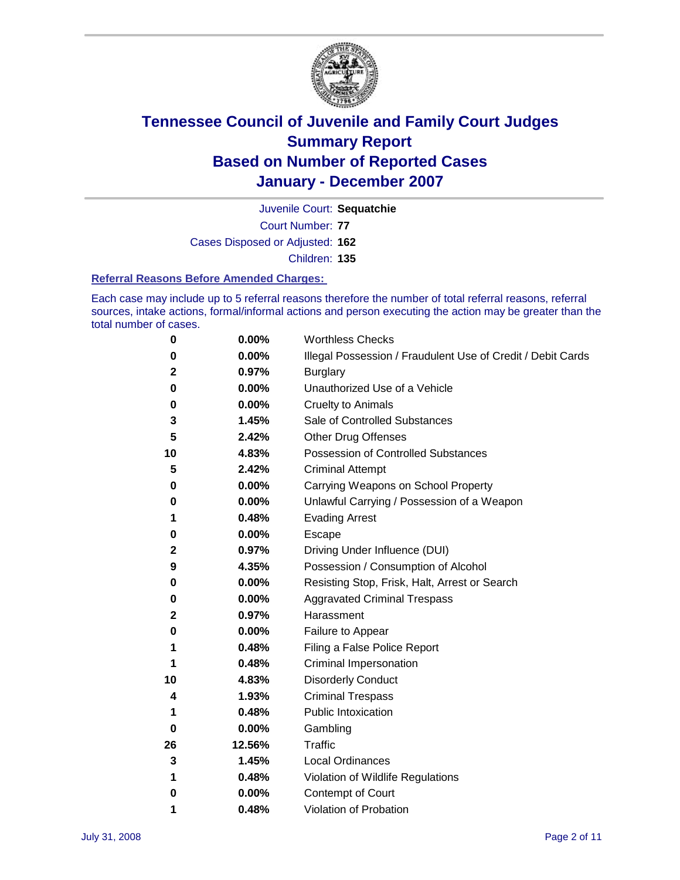# Tennessee Council of Juvenile and Family Court Judges
# Summary Report
# Based on Number of Reported Cases
# January - December 2007

Juvenile Court: **Sequatchie**

Court Number: **77**

Cases Disposed or Adjusted: **162**

Children: **135**

### Referral Reasons Before Amended Charges:

Each case may include up to 5 referral reasons therefore the number of total referral reasons, referral sources, intake actions, formal/informal actions and person executing the action may be greater than the total number of cases.

| | | |
|---|---|---|
| 0 | 0.00% | Worthless Checks |
| 0 | 0.00% | Illegal Possession / Fraudulent Use of Credit / Debit Cards |
| 2 | 0.97% | Burglary |
| 0 | 0.00% | Unauthorized Use of a Vehicle |
| 0 | 0.00% | Cruelty to Animals |
| 3 | 1.45% | Sale of Controlled Substances |
| 5 | 2.42% | Other Drug Offenses |
| 10 | 4.83% | Possession of Controlled Substances |
| 5 | 2.42% | Criminal Attempt |
| 0 | 0.00% | Carrying Weapons on School Property |
| 0 | 0.00% | Unlawful Carrying / Possession of a Weapon |
| 1 | 0.48% | Evading Arrest |
| 0 | 0.00% | Escape |
| 2 | 0.97% | Driving Under Influence (DUI) |
| 9 | 4.35% | Possession / Consumption of Alcohol |
| 0 | 0.00% | Resisting Stop, Frisk, Halt, Arrest or Search |
| 0 | 0.00% | Aggravated Criminal Trespass |
| 2 | 0.97% | Harassment |
| 0 | 0.00% | Failure to Appear |
| 1 | 0.48% | Filing a False Police Report |
| 1 | 0.48% | Criminal Impersonation |
| 10 | 4.83% | Disorderly Conduct |
| 4 | 1.93% | Criminal Trespass |
| 1 | 0.48% | Public Intoxication |
| 0 | 0.00% | Gambling |
| 26 | 12.56% | Traffic |
| 3 | 1.45% | Local Ordinances |
| 1 | 0.48% | Violation of Wildlife Regulations |
| 0 | 0.00% | Contempt of Court |
| 1 | 0.48% | Violation of Probation |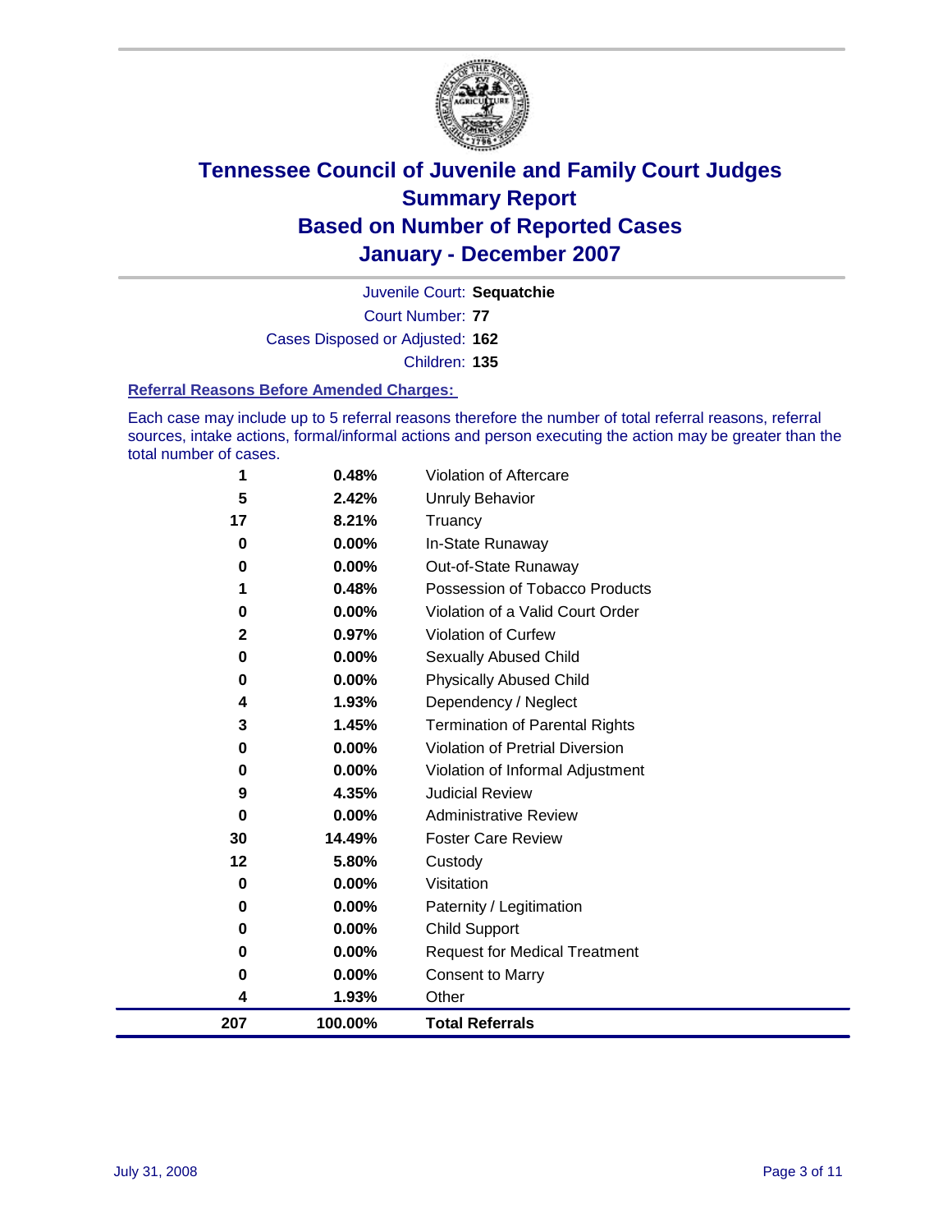# Tennessee Council of Juvenile and Family Court Judges
## Summary Report
## Based on Number of Reported Cases
## January - December 2007

Juvenile Court: **Sequatchie**

Court Number: **77**

Cases Disposed or Adjusted: **162**

Children: **135**

### Referral Reasons Before Amended Charges:

Each case may include up to 5 referral reasons therefore the number of total referral reasons, referral sources, intake actions, formal/informal actions and person executing the action may be greater than the total number of cases.

| Count | Percent | Referral Reason |
|---|---|---|
| 1 | 0.48% | Violation of Aftercare |
| 5 | 2.42% | Unruly Behavior |
| 17 | 8.21% | Truancy |
| 0 | 0.00% | In-State Runaway |
| 0 | 0.00% | Out-of-State Runaway |
| 1 | 0.48% | Possession of Tobacco Products |
| 0 | 0.00% | Violation of a Valid Court Order |
| 2 | 0.97% | Violation of Curfew |
| 0 | 0.00% | Sexually Abused Child |
| 0 | 0.00% | Physically Abused Child |
| 4 | 1.93% | Dependency / Neglect |
| 3 | 1.45% | Termination of Parental Rights |
| 0 | 0.00% | Violation of Pretrial Diversion |
| 0 | 0.00% | Violation of Informal Adjustment |
| 9 | 4.35% | Judicial Review |
| 0 | 0.00% | Administrative Review |
| 30 | 14.49% | Foster Care Review |
| 12 | 5.80% | Custody |
| 0 | 0.00% | Visitation |
| 0 | 0.00% | Paternity / Legitimation |
| 0 | 0.00% | Child Support |
| 0 | 0.00% | Request for Medical Treatment |
| 0 | 0.00% | Consent to Marry |
| 4 | 1.93% | Other |
| **207** | **100.00%** | **Total Referrals** |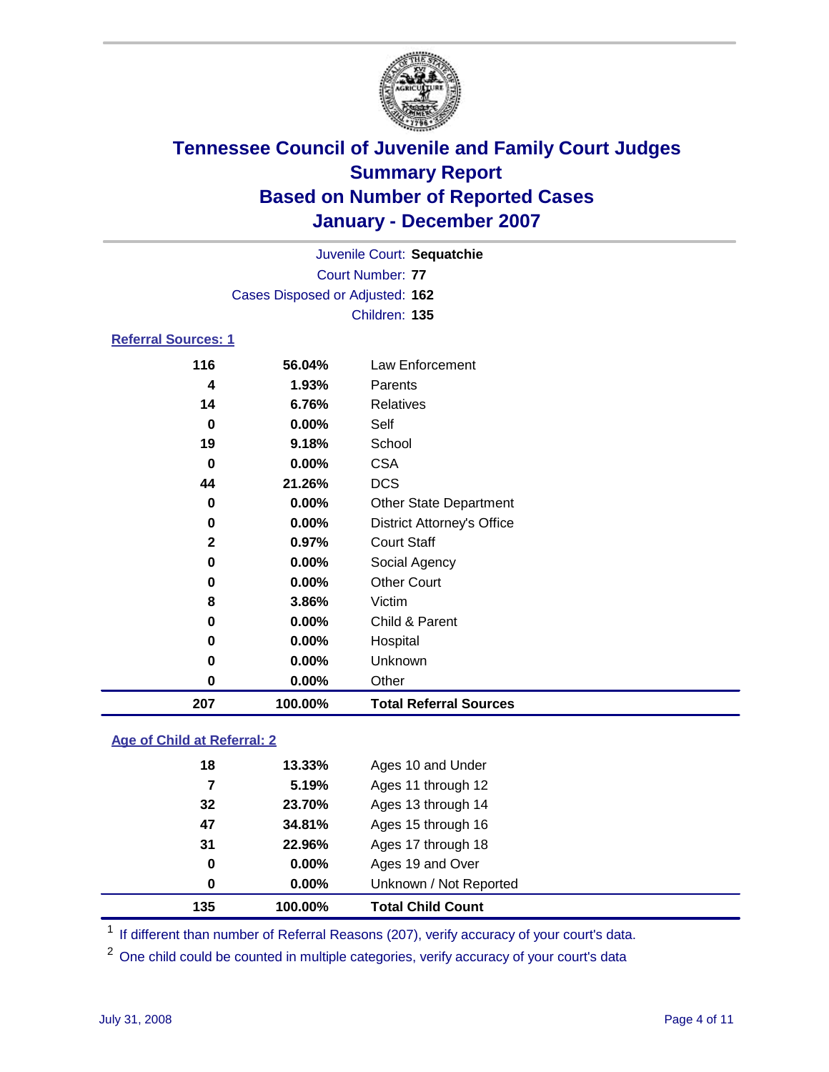# Tennessee Council of Juvenile and Family Court Judges
## Summary Report
## Based on Number of Reported Cases
## January - December 2007

Juvenile Court: **Sequatchie**
Court Number: **77**
Cases Disposed or Adjusted: **162**
Children: **135**

### Referral Sources: 1

| | | |
|---|---|---|
| 116 | 56.04% | Law Enforcement |
| 4 | 1.93% | Parents |
| 14 | 6.76% | Relatives |
| 0 | 0.00% | Self |
| 19 | 9.18% | School |
| 0 | 0.00% | CSA |
| 44 | 21.26% | DCS |
| 0 | 0.00% | Other State Department |
| 0 | 0.00% | District Attorney's Office |
| 2 | 0.97% | Court Staff |
| 0 | 0.00% | Social Agency |
| 0 | 0.00% | Other Court |
| 8 | 3.86% | Victim |
| 0 | 0.00% | Child & Parent |
| 0 | 0.00% | Hospital |
| 0 | 0.00% | Unknown |
| 0 | 0.00% | Other |
| **207** | **100.00%** | **Total Referral Sources** |

### Age of Child at Referral: 2

| | | |
|---|---|---|
| 18 | 13.33% | Ages 10 and Under |
| 7 | 5.19% | Ages 11 through 12 |
| 32 | 23.70% | Ages 13 through 14 |
| 47 | 34.81% | Ages 15 through 16 |
| 31 | 22.96% | Ages 17 through 18 |
| 0 | 0.00% | Ages 19 and Over |
| 0 | 0.00% | Unknown / Not Reported |
| **135** | **100.00%** | **Total Child Count** |

[1] If different than number of Referral Reasons (207), verify accuracy of your court's data.

[2] One child could be counted in multiple categories, verify accuracy of your court's data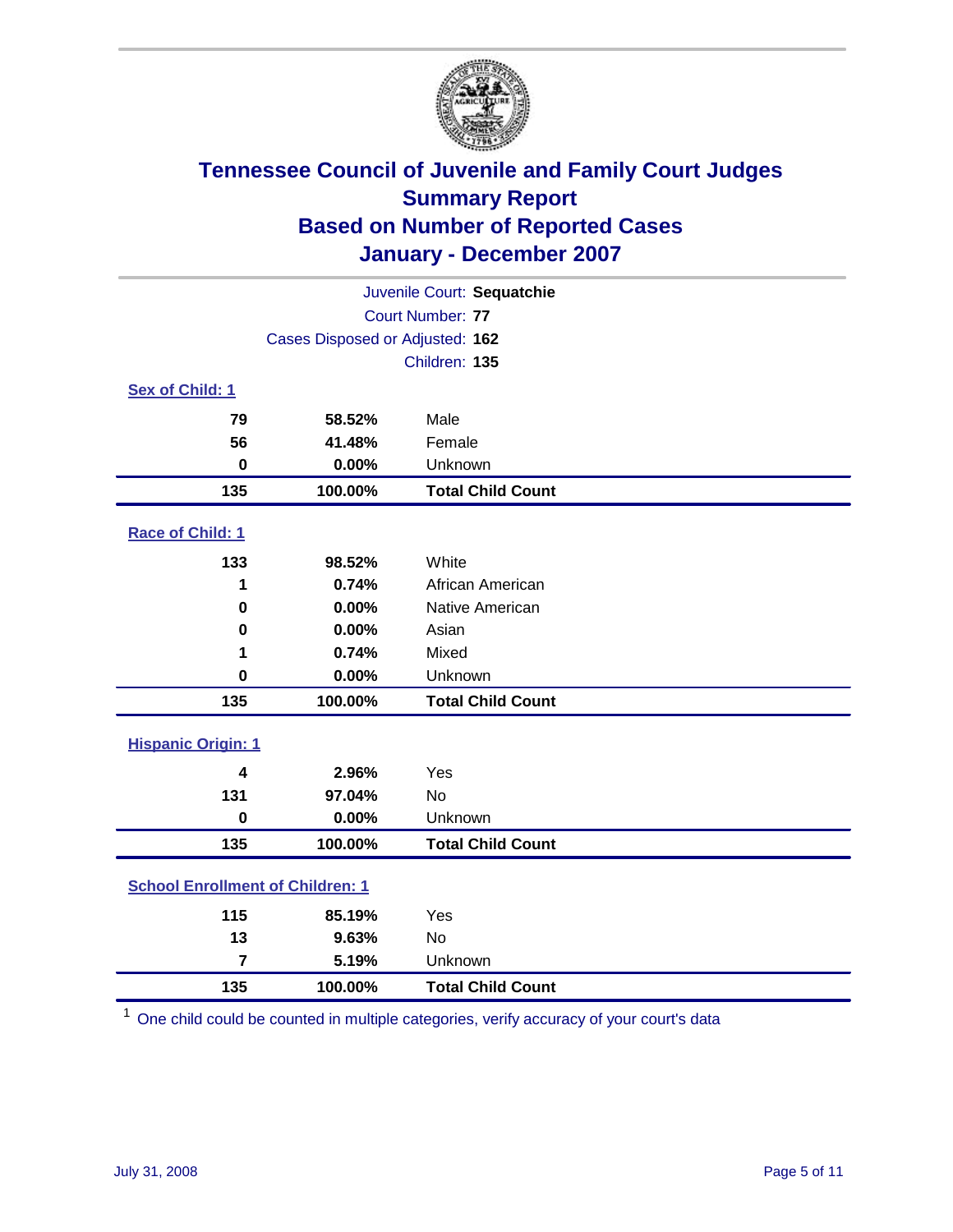# Tennessee Council of Juvenile and Family Court Judges
## Summary Report
## Based on Number of Reported Cases
## January - December 2007

Juvenile Court: **Sequatchie**
Court Number: **77**
Cases Disposed or Adjusted: **162**
Children: **135**

### Sex of Child: 1

| Count | Percent | Category |
|---|---|---|
| 79 | 58.52% | Male |
| 56 | 41.48% | Female |
| 0 | 0.00% | Unknown |
| **135** | **100.00%** | **Total Child Count** |

### Race of Child: 1

| Count | Percent | Category |
|---|---|---|
| 133 | 98.52% | White |
| 1 | 0.74% | African American |
| 0 | 0.00% | Native American |
| 0 | 0.00% | Asian |
| 1 | 0.74% | Mixed |
| 0 | 0.00% | Unknown |
| **135** | **100.00%** | **Total Child Count** |

### Hispanic Origin: 1

| Count | Percent | Category |
|---|---|---|
| 4 | 2.96% | Yes |
| 131 | 97.04% | No |
| 0 | 0.00% | Unknown |
| **135** | **100.00%** | **Total Child Count** |

### School Enrollment of Children: 1

| Count | Percent | Category |
|---|---|---|
| 115 | 85.19% | Yes |
| 13 | 9.63% | No |
| 7 | 5.19% | Unknown |
| **135** | **100.00%** | **Total Child Count** |

[1] One child could be counted in multiple categories, verify accuracy of your court's data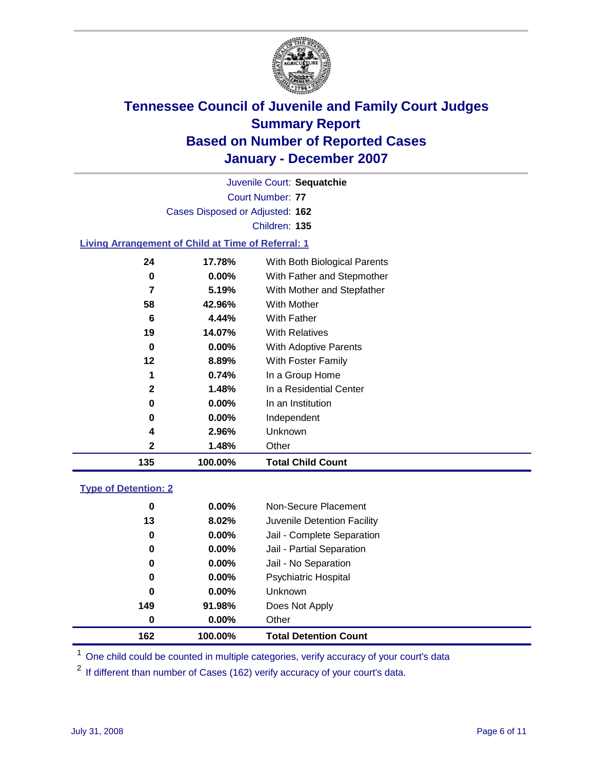# Tennessee Council of Juvenile and Family Court Judges
# Summary Report
# Based on Number of Reported Cases
# January - December 2007

Juvenile Court: **Sequatchie**

Court Number: **77**

Cases Disposed or Adjusted: **162**

Children: **135**

### Living Arrangement of Child at Time of Referral: 1

| Count | Percent | Category |
|---|---|---|
| 24 | 17.78% | With Both Biological Parents |
| 0 | 0.00% | With Father and Stepmother |
| 7 | 5.19% | With Mother and Stepfather |
| 58 | 42.96% | With Mother |
| 6 | 4.44% | With Father |
| 19 | 14.07% | With Relatives |
| 0 | 0.00% | With Adoptive Parents |
| 12 | 8.89% | With Foster Family |
| 1 | 0.74% | In a Group Home |
| 2 | 1.48% | In a Residential Center |
| 0 | 0.00% | In an Institution |
| 0 | 0.00% | Independent |
| 4 | 2.96% | Unknown |
| 2 | 1.48% | Other |
| **135** | **100.00%** | **Total Child Count** |

### Type of Detention: 2

| Count | Percent | Category |
|---|---|---|
| 0 | 0.00% | Non-Secure Placement |
| 13 | 8.02% | Juvenile Detention Facility |
| 0 | 0.00% | Jail - Complete Separation |
| 0 | 0.00% | Jail - Partial Separation |
| 0 | 0.00% | Jail - No Separation |
| 0 | 0.00% | Psychiatric Hospital |
| 0 | 0.00% | Unknown |
| 149 | 91.98% | Does Not Apply |
| 0 | 0.00% | Other |
| **162** | **100.00%** | **Total Detention Count** |

[1] One child could be counted in multiple categories, verify accuracy of your court's data

[2] If different than number of Cases (162) verify accuracy of your court's data.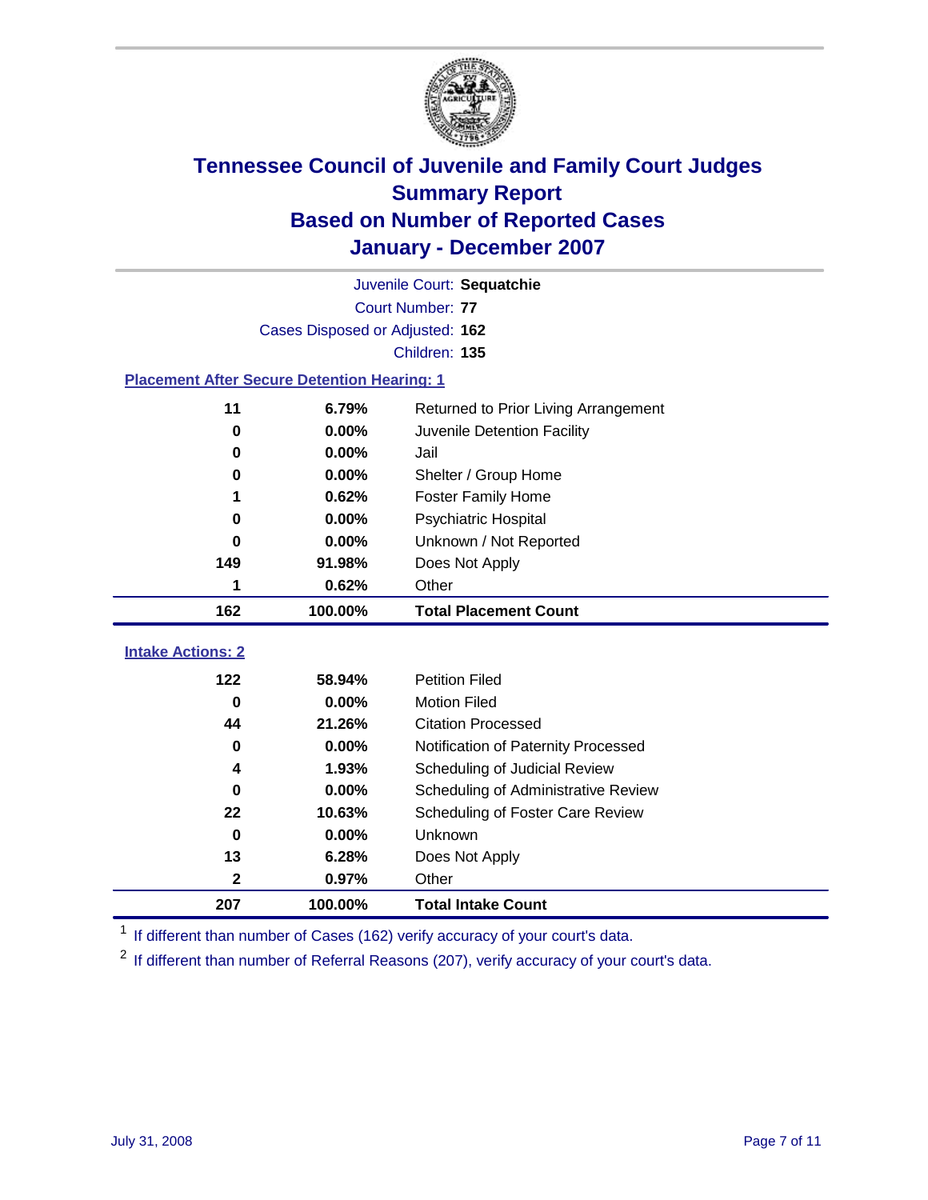# Tennessee Council of Juvenile and Family Court Judges
## Summary Report
## Based on Number of Reported Cases
## January - December 2007

Juvenile Court: **Sequatchie**

Court Number: **77**

Cases Disposed or Adjusted: **162**

Children: **135**

### Placement After Secure Detention Hearing: 1

| Count | Percent | Placement |
|---|---|---|
| 11 | 6.79% | Returned to Prior Living Arrangement |
| 0 | 0.00% | Juvenile Detention Facility |
| 0 | 0.00% | Jail |
| 0 | 0.00% | Shelter / Group Home |
| 1 | 0.62% | Foster Family Home |
| 0 | 0.00% | Psychiatric Hospital |
| 0 | 0.00% | Unknown / Not Reported |
| 149 | 91.98% | Does Not Apply |
| 1 | 0.62% | Other |
| **162** | **100.00%** | **Total Placement Count** |

### Intake Actions: 2

| Count | Percent | Intake Action |
|---|---|---|
| 122 | 58.94% | Petition Filed |
| 0 | 0.00% | Motion Filed |
| 44 | 21.26% | Citation Processed |
| 0 | 0.00% | Notification of Paternity Processed |
| 4 | 1.93% | Scheduling of Judicial Review |
| 0 | 0.00% | Scheduling of Administrative Review |
| 22 | 10.63% | Scheduling of Foster Care Review |
| 0 | 0.00% | Unknown |
| 13 | 6.28% | Does Not Apply |
| 2 | 0.97% | Other |
| **207** | **100.00%** | **Total Intake Count** |

[1] If different than number of Cases (162) verify accuracy of your court's data.

[2] If different than number of Referral Reasons (207), verify accuracy of your court's data.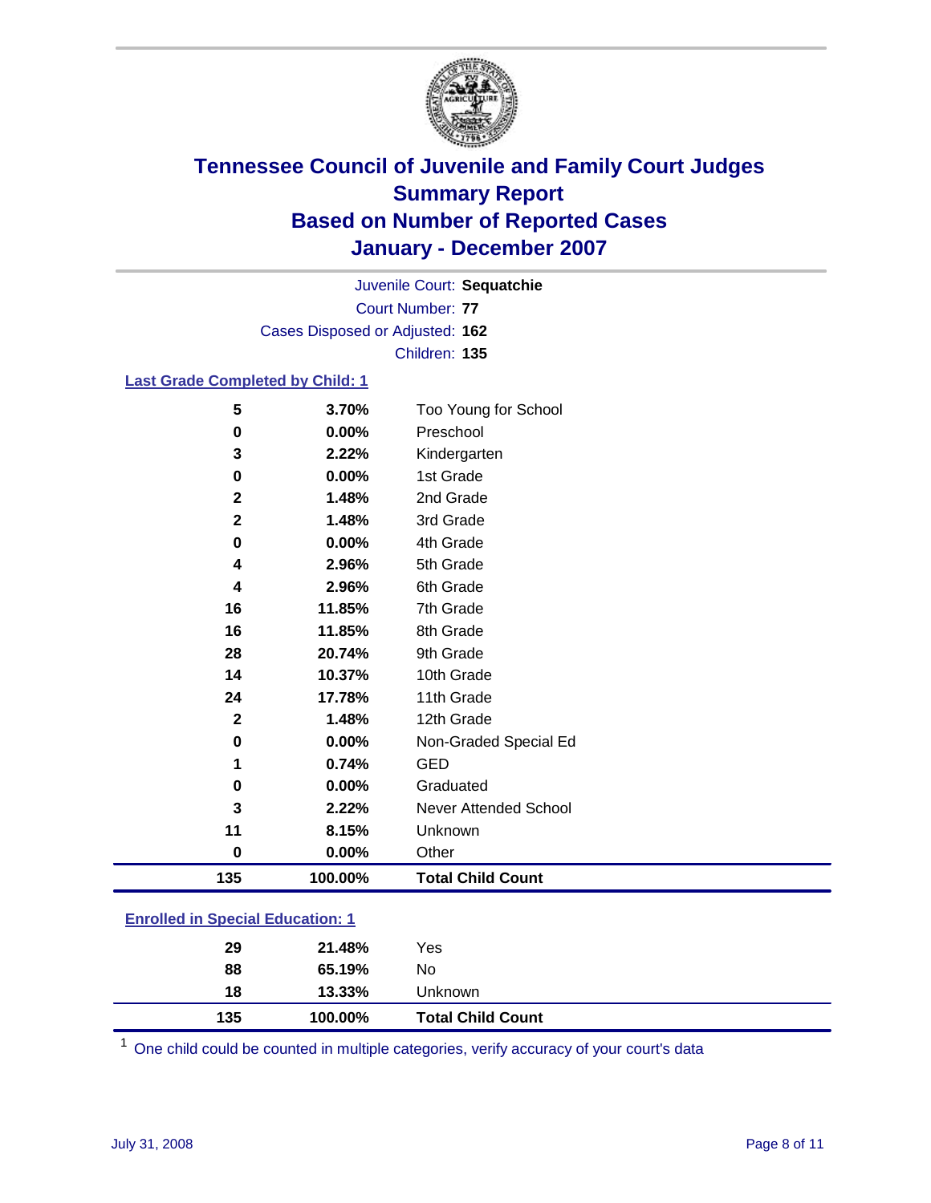# Tennessee Council of Juvenile and Family Court Judges
## Summary Report
## Based on Number of Reported Cases
## January - December 2007

Juvenile Court: **Sequatchie**
Court Number: **77**
Cases Disposed or Adjusted: **162**
Children: **135**

### Last Grade Completed by Child: 1

| Count | Percent | Category |
|---|---|---|
| 5 | 3.70% | Too Young for School |
| 0 | 0.00% | Preschool |
| 3 | 2.22% | Kindergarten |
| 0 | 0.00% | 1st Grade |
| 2 | 1.48% | 2nd Grade |
| 2 | 1.48% | 3rd Grade |
| 0 | 0.00% | 4th Grade |
| 4 | 2.96% | 5th Grade |
| 4 | 2.96% | 6th Grade |
| 16 | 11.85% | 7th Grade |
| 16 | 11.85% | 8th Grade |
| 28 | 20.74% | 9th Grade |
| 14 | 10.37% | 10th Grade |
| 24 | 17.78% | 11th Grade |
| 2 | 1.48% | 12th Grade |
| 0 | 0.00% | Non-Graded Special Ed |
| 1 | 0.74% | GED |
| 0 | 0.00% | Graduated |
| 3 | 2.22% | Never Attended School |
| 11 | 8.15% | Unknown |
| 0 | 0.00% | Other |
| **135** | **100.00%** | **Total Child Count** |

### Enrolled in Special Education: 1

| Count | Percent | Category |
|---|---|---|
| 29 | 21.48% | Yes |
| 88 | 65.19% | No |
| 18 | 13.33% | Unknown |
| **135** | **100.00%** | **Total Child Count** |

[1] One child could be counted in multiple categories, verify accuracy of your court's data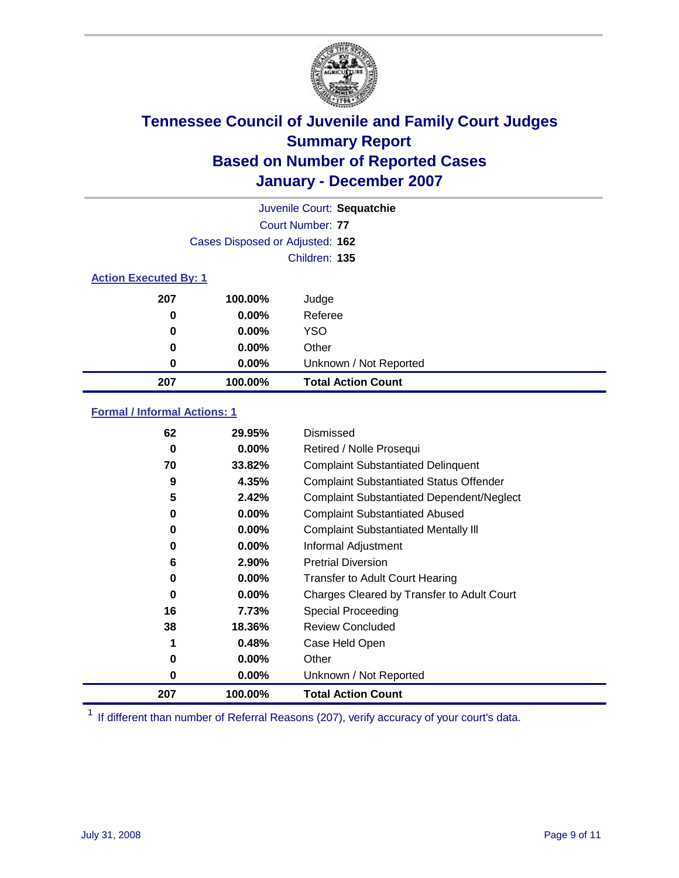# Tennessee Council of Juvenile and Family Court Judges
## Summary Report
## Based on Number of Reported Cases
## January - December 2007

Juvenile Court: **Sequatchie**
Court Number: **77**
Cases Disposed or Adjusted: **162**
Children: **135**

### Action Executed By: 1

| | | |
|---|---|---|
| 207 | 100.00% | Judge |
| 0 | 0.00% | Referee |
| 0 | 0.00% | YSO |
| 0 | 0.00% | Other |
| 0 | 0.00% | Unknown / Not Reported |
| **207** | **100.00%** | **Total Action Count** |

### Formal / Informal Actions: 1

| | | |
|---|---|---|
| 62 | 29.95% | Dismissed |
| 0 | 0.00% | Retired / Nolle Prosequi |
| 70 | 33.82% | Complaint Substantiated Delinquent |
| 9 | 4.35% | Complaint Substantiated Status Offender |
| 5 | 2.42% | Complaint Substantiated Dependent/Neglect |
| 0 | 0.00% | Complaint Substantiated Abused |
| 0 | 0.00% | Complaint Substantiated Mentally Ill |
| 0 | 0.00% | Informal Adjustment |
| 6 | 2.90% | Pretrial Diversion |
| 0 | 0.00% | Transfer to Adult Court Hearing |
| 0 | 0.00% | Charges Cleared by Transfer to Adult Court |
| 16 | 7.73% | Special Proceeding |
| 38 | 18.36% | Review Concluded |
| 1 | 0.48% | Case Held Open |
| 0 | 0.00% | Other |
| 0 | 0.00% | Unknown / Not Reported |
| **207** | **100.00%** | **Total Action Count** |

[1] If different than number of Referral Reasons (207), verify accuracy of your court's data.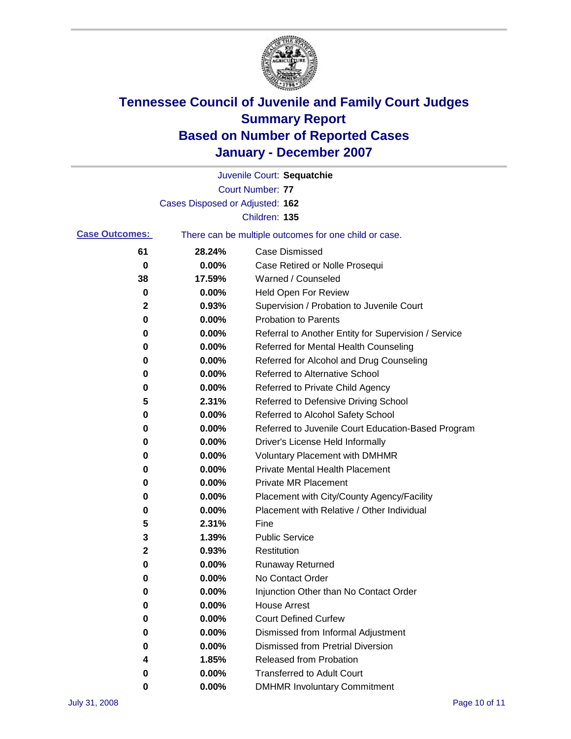# Tennessee Council of Juvenile and Family Court Judges
## Summary Report
## Based on Number of Reported Cases
## January - December 2007

Juvenile Court: **Sequatchie**

Court Number: **77**

Cases Disposed or Adjusted: **162**

Children: **135**

**Case Outcomes:** There can be multiple outcomes for one child or case.

| Count | Percent | Outcome |
|---|---|---|
| 61 | 28.24% | Case Dismissed |
| 0 | 0.00% | Case Retired or Nolle Prosequi |
| 38 | 17.59% | Warned / Counseled |
| 0 | 0.00% | Held Open For Review |
| 2 | 0.93% | Supervision / Probation to Juvenile Court |
| 0 | 0.00% | Probation to Parents |
| 0 | 0.00% | Referral to Another Entity for Supervision / Service |
| 0 | 0.00% | Referred for Mental Health Counseling |
| 0 | 0.00% | Referred for Alcohol and Drug Counseling |
| 0 | 0.00% | Referred to Alternative School |
| 0 | 0.00% | Referred to Private Child Agency |
| 5 | 2.31% | Referred to Defensive Driving School |
| 0 | 0.00% | Referred to Alcohol Safety School |
| 0 | 0.00% | Referred to Juvenile Court Education-Based Program |
| 0 | 0.00% | Driver's License Held Informally |
| 0 | 0.00% | Voluntary Placement with DMHMR |
| 0 | 0.00% | Private Mental Health Placement |
| 0 | 0.00% | Private MR Placement |
| 0 | 0.00% | Placement with City/County Agency/Facility |
| 0 | 0.00% | Placement with Relative / Other Individual |
| 5 | 2.31% | Fine |
| 3 | 1.39% | Public Service |
| 2 | 0.93% | Restitution |
| 0 | 0.00% | Runaway Returned |
| 0 | 0.00% | No Contact Order |
| 0 | 0.00% | Injunction Other than No Contact Order |
| 0 | 0.00% | House Arrest |
| 0 | 0.00% | Court Defined Curfew |
| 0 | 0.00% | Dismissed from Informal Adjustment |
| 0 | 0.00% | Dismissed from Pretrial Diversion |
| 4 | 1.85% | Released from Probation |
| 0 | 0.00% | Transferred to Adult Court |
| 0 | 0.00% | DMHMR Involuntary Commitment |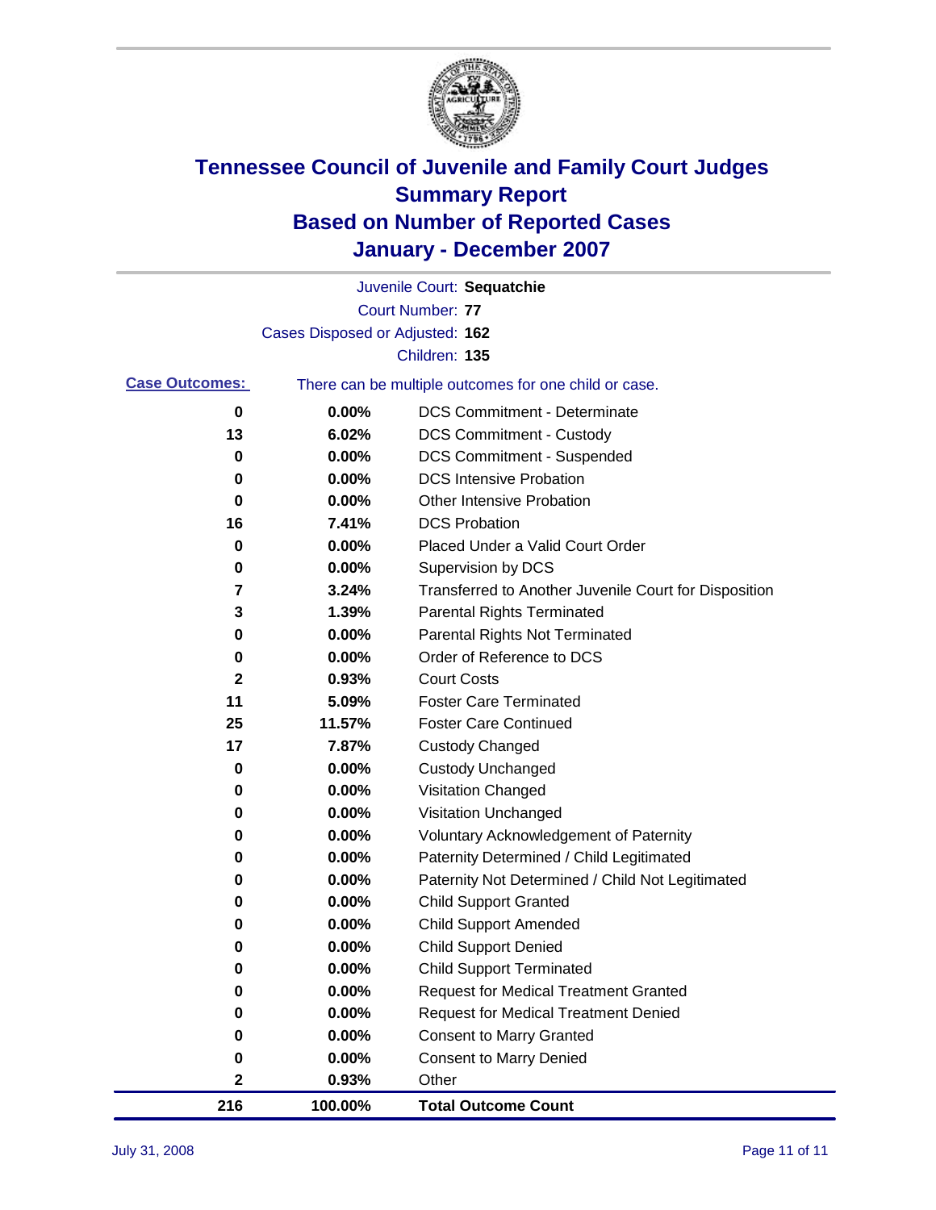# Tennessee Council of Juvenile and Family Court Judges
## Summary Report
## Based on Number of Reported Cases
## January - December 2007

Juvenile Court: **Sequatchie**

Court Number: **77**

Cases Disposed or Adjusted: **162**

Children: **135**

**Case Outcomes:** There can be multiple outcomes for one child or case.

| | | |
|---|---|---|
| 0 | 0.00% | DCS Commitment - Determinate |
| 13 | 6.02% | DCS Commitment - Custody |
| 0 | 0.00% | DCS Commitment - Suspended |
| 0 | 0.00% | DCS Intensive Probation |
| 0 | 0.00% | Other Intensive Probation |
| 16 | 7.41% | DCS Probation |
| 0 | 0.00% | Placed Under a Valid Court Order |
| 0 | 0.00% | Supervision by DCS |
| 7 | 3.24% | Transferred to Another Juvenile Court for Disposition |
| 3 | 1.39% | Parental Rights Terminated |
| 0 | 0.00% | Parental Rights Not Terminated |
| 0 | 0.00% | Order of Reference to DCS |
| 2 | 0.93% | Court Costs |
| 11 | 5.09% | Foster Care Terminated |
| 25 | 11.57% | Foster Care Continued |
| 17 | 7.87% | Custody Changed |
| 0 | 0.00% | Custody Unchanged |
| 0 | 0.00% | Visitation Changed |
| 0 | 0.00% | Visitation Unchanged |
| 0 | 0.00% | Voluntary Acknowledgement of Paternity |
| 0 | 0.00% | Paternity Determined / Child Legitimated |
| 0 | 0.00% | Paternity Not Determined / Child Not Legitimated |
| 0 | 0.00% | Child Support Granted |
| 0 | 0.00% | Child Support Amended |
| 0 | 0.00% | Child Support Denied |
| 0 | 0.00% | Child Support Terminated |
| 0 | 0.00% | Request for Medical Treatment Granted |
| 0 | 0.00% | Request for Medical Treatment Denied |
| 0 | 0.00% | Consent to Marry Granted |
| 0 | 0.00% | Consent to Marry Denied |
| 2 | 0.93% | Other |
| **216** | **100.00%** | **Total Outcome Count** |

July 31, 2008